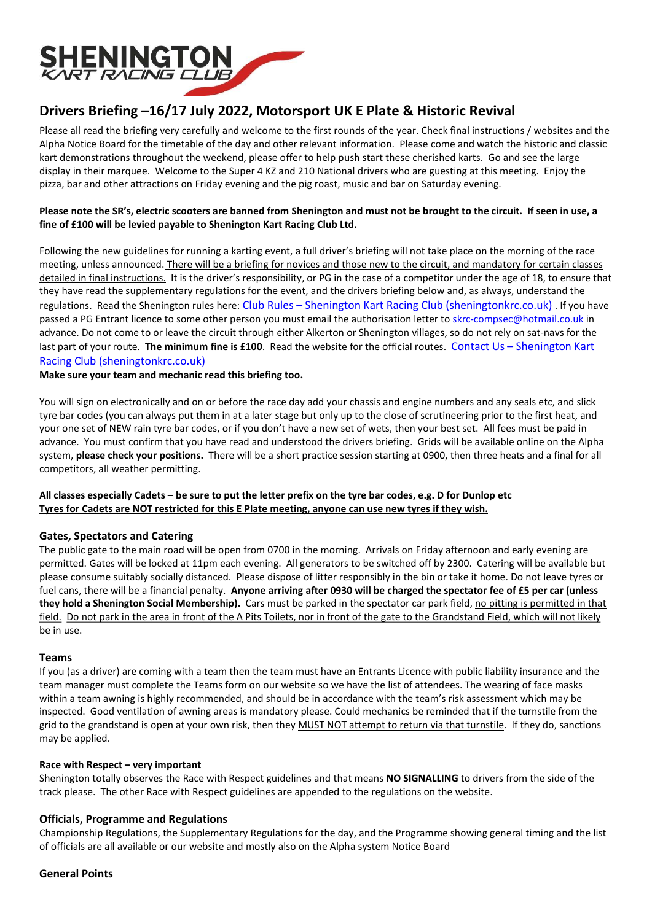# Drivers Briefing –16/17 July 2022, Motorsport UK E Plate & Historic Revival

Please all read the briefing very carefully and welcome to the first rounds of the year. Check final instructions / websites and the Alpha Notice Board for the timetable of the day and other relevant information. Please come and watch the historic and classic kart demonstrations throughout the weekend, please offer to help push start these cherished karts. Go and see the large display in their marquee. Welcome to the Super 4 KZ and 210 National drivers who are guesting at this meeting. Enjoy the pizza, bar and other attractions on Friday evening and the pig roast, music and bar on Saturday evening.

**Please note the SR's, electric scooters are banned from Shenington and must not be brought to the circuit. If seen in use, a fine of £100 will be levied payable to Shenington Kart Racing Club Ltd.**

Following the new guidelines for running a karting event, a full driver's briefing will not take place on the morning of the race meeting, unless announced. There will be a briefing for novices and those new to the circuit, and mandatory for certain classes detailed in final instructions. It is the driver's responsibility, or PG in the case of a competitor under the age of 18, to ensure that they have read the supplementary regulations for the event, and the drivers briefing below and, as always, understand the regulations. Read the Shenington rules here: Club Rules – Shenington Kart Racing Club (sheningtonkrc.co.uk) . If you have passed a PG Entrant licence to some other person you must email the authorisation letter to skrc-compsec@hotmail.co.uk in advance. Do not come to or leave the circuit through either Alkerton or Shenington villages, so do not rely on sat-navs for the last part of your route. **The minimum fine is £100**. Read the website for the official routes. Contact Us – Shenington Kart Racing Club (sheningtonkrc.co.uk)

**Make sure your team and mechanic read this briefing too.**

You will sign on electronically and on or before the race day add your chassis and engine numbers and any seals etc, and slick tyre bar codes (you can always put them in at a later stage but only up to the close of scrutineering prior to the first heat, and your one set of NEW rain tyre bar codes, or if you don't have a new set of wets, then your best set. All fees must be paid in advance. You must confirm that you have read and understood the drivers briefing. Grids will be available online on the Alpha system, **please check your positions.** There will be a short practice session starting at 0900, then three heats and a final for all competitors, all weather permitting.

**All classes especially Cadets – be sure to put the letter prefix on the tyre bar codes, e.g. D for Dunlop etc**
**Tyres for Cadets are NOT restricted for this E Plate meeting, anyone can use new tyres if they wish.**

## Gates, Spectators and Catering

The public gate to the main road will be open from 0700 in the morning. Arrivals on Friday afternoon and early evening are permitted. Gates will be locked at 11pm each evening. All generators to be switched off by 2300. Catering will be available but please consume suitably socially distanced. Please dispose of litter responsibly in the bin or take it home. Do not leave tyres or fuel cans, there will be a financial penalty. **Anyone arriving after 0930 will be charged the spectator fee of £5 per car (unless they hold a Shenington Social Membership).** Cars must be parked in the spectator car park field, no pitting is permitted in that field. Do not park in the area in front of the A Pits Toilets, nor in front of the gate to the Grandstand Field, which will not likely be in use.

## Teams

If you (as a driver) are coming with a team then the team must have an Entrants Licence with public liability insurance and the team manager must complete the Teams form on our website so we have the list of attendees. The wearing of face masks within a team awning is highly recommended, and should be in accordance with the team's risk assessment which may be inspected. Good ventilation of awning areas is mandatory please. Could mechanics be reminded that if the turnstile from the grid to the grandstand is open at your own risk, then they MUST NOT attempt to return via that turnstile. If they do, sanctions may be applied.

### Race with Respect – very important

Shenington totally observes the Race with Respect guidelines and that means **NO SIGNALLING** to drivers from the side of the track please. The other Race with Respect guidelines are appended to the regulations on the website.

## Officials, Programme and Regulations

Championship Regulations, the Supplementary Regulations for the day, and the Programme showing general timing and the list of officials are all available or our website and mostly also on the Alpha system Notice Board

## General Points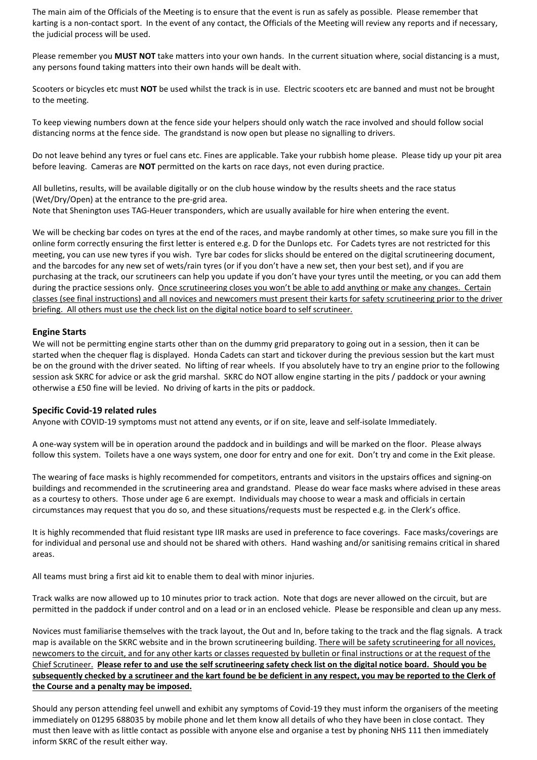The main aim of the Officials of the Meeting is to ensure that the event is run as safely as possible. Please remember that karting is a non-contact sport. In the event of any contact, the Officials of the Meeting will review any reports and if necessary, the judicial process will be used.

Please remember you **MUST NOT** take matters into your own hands. In the current situation where, social distancing is a must, any persons found taking matters into their own hands will be dealt with.

Scooters or bicycles etc must **NOT** be used whilst the track is in use. Electric scooters etc are banned and must not be brought to the meeting.

To keep viewing numbers down at the fence side your helpers should only watch the race involved and should follow social distancing norms at the fence side. The grandstand is now open but please no signalling to drivers.

Do not leave behind any tyres or fuel cans etc. Fines are applicable. Take your rubbish home please. Please tidy up your pit area before leaving. Cameras are **NOT** permitted on the karts on race days, not even during practice.

All bulletins, results, will be available digitally or on the club house window by the results sheets and the race status (Wet/Dry/Open) at the entrance to the pre-grid area.
Note that Shenington uses TAG-Heuer transponders, which are usually available for hire when entering the event.

We will be checking bar codes on tyres at the end of the races, and maybe randomly at other times, so make sure you fill in the online form correctly ensuring the first letter is entered e.g. D for the Dunlops etc. For Cadets tyres are not restricted for this meeting, you can use new tyres if you wish. Tyre bar codes for slicks should be entered on the digital scrutineering document, and the barcodes for any new set of wets/rain tyres (or if you don't have a new set, then your best set), and if you are purchasing at the track, our scrutineers can help you update if you don't have your tyres until the meeting, or you can add them during the practice sessions only. <u>Once scrutineering closes you won't be able to add anything or make any changes. Certain classes (see final instructions) and all novices and newcomers must present their karts for safety scrutineering prior to the driver briefing. All others must use the check list on the digital notice board to self scrutineer.</u>

### Engine Starts

We will not be permitting engine starts other than on the dummy grid preparatory to going out in a session, then it can be started when the chequer flag is displayed. Honda Cadets can start and tickover during the previous session but the kart must be on the ground with the driver seated. No lifting of rear wheels. If you absolutely have to try an engine prior to the following session ask SKRC for advice or ask the grid marshal. SKRC do NOT allow engine starting in the pits / paddock or your awning otherwise a £50 fine will be levied. No driving of karts in the pits or paddock.

### Specific Covid-19 related rules

Anyone with COVID-19 symptoms must not attend any events, or if on site, leave and self-isolate Immediately.

A one-way system will be in operation around the paddock and in buildings and will be marked on the floor. Please always follow this system. Toilets have a one ways system, one door for entry and one for exit. Don't try and come in the Exit please.

The wearing of face masks is highly recommended for competitors, entrants and visitors in the upstairs offices and signing-on buildings and recommended in the scrutineering area and grandstand. Please do wear face masks where advised in these areas as a courtesy to others. Those under age 6 are exempt. Individuals may choose to wear a mask and officials in certain circumstances may request that you do so, and these situations/requests must be respected e.g. in the Clerk's office.

It is highly recommended that fluid resistant type IIR masks are used in preference to face coverings. Face masks/coverings are for individual and personal use and should not be shared with others. Hand washing and/or sanitising remains critical in shared areas.

All teams must bring a first aid kit to enable them to deal with minor injuries.

Track walks are now allowed up to 10 minutes prior to track action. Note that dogs are never allowed on the circuit, but are permitted in the paddock if under control and on a lead or in an enclosed vehicle. Please be responsible and clean up any mess.

Novices must familiarise themselves with the track layout, the Out and In, before taking to the track and the flag signals. A track map is available on the SKRC website and in the brown scrutineering building. <u>There will be safety scrutineering for all novices, newcomers to the circuit, and for any other karts or classes requested by bulletin or final instructions or at the request of the Chief Scrutineer.</u> <u>**Please refer to and use the self scrutineering safety check list on the digital notice board. Should you be subsequently checked by a scrutineer and the kart found be be deficient in any respect, you may be reported to the Clerk of the Course and a penalty may be imposed.**</u>

Should any person attending feel unwell and exhibit any symptoms of Covid-19 they must inform the organisers of the meeting immediately on 01295 688035 by mobile phone and let them know all details of who they have been in close contact. They must then leave with as little contact as possible with anyone else and organise a test by phoning NHS 111 then immediately inform SKRC of the result either way.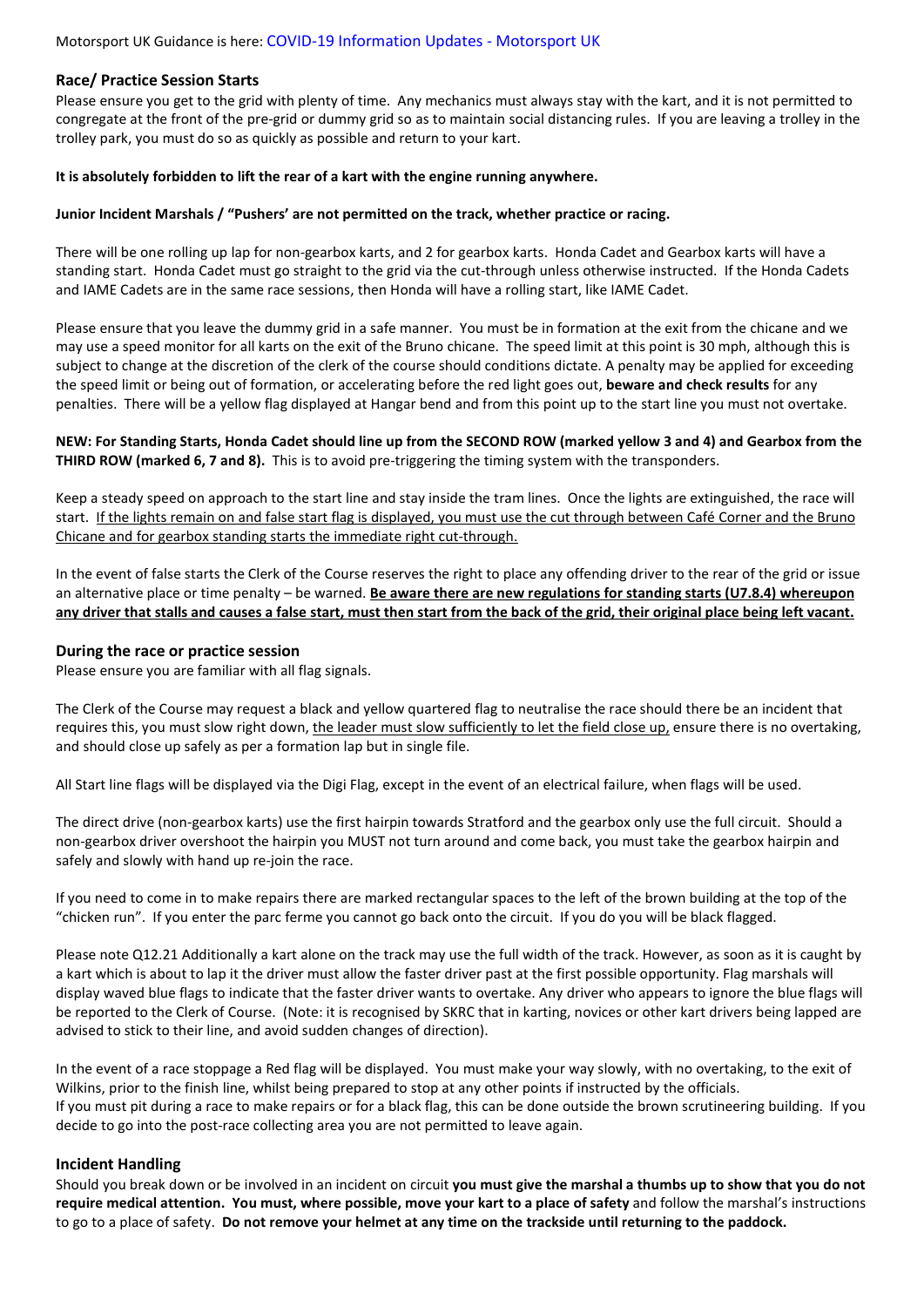Motorsport UK Guidance is here: COVID-19 Information Updates - Motorsport UK

### Race/ Practice Session Starts

Please ensure you get to the grid with plenty of time. Any mechanics must always stay with the kart, and it is not permitted to congregate at the front of the pre-grid or dummy grid so as to maintain social distancing rules. If you are leaving a trolley in the trolley park, you must do so as quickly as possible and return to your kart.

**It is absolutely forbidden to lift the rear of a kart with the engine running anywhere.**

**Junior Incident Marshals / "Pushers' are not permitted on the track, whether practice or racing.**

There will be one rolling up lap for non-gearbox karts, and 2 for gearbox karts. Honda Cadet and Gearbox karts will have a standing start. Honda Cadet must go straight to the grid via the cut-through unless otherwise instructed. If the Honda Cadets and IAME Cadets are in the same race sessions, then Honda will have a rolling start, like IAME Cadet.

Please ensure that you leave the dummy grid in a safe manner. You must be in formation at the exit from the chicane and we may use a speed monitor for all karts on the exit of the Bruno chicane. The speed limit at this point is 30 mph, although this is subject to change at the discretion of the clerk of the course should conditions dictate. A penalty may be applied for exceeding the speed limit or being out of formation, or accelerating before the red light goes out, **beware and check results** for any penalties. There will be a yellow flag displayed at Hangar bend and from this point up to the start line you must not overtake.

**NEW: For Standing Starts, Honda Cadet should line up from the SECOND ROW (marked yellow 3 and 4) and Gearbox from the THIRD ROW (marked 6, 7 and 8).** This is to avoid pre-triggering the timing system with the transponders.

Keep a steady speed on approach to the start line and stay inside the tram lines. Once the lights are extinguished, the race will start. <u>If the lights remain on and false start flag is displayed, you must use the cut through between Café Corner and the Bruno Chicane and for gearbox standing starts the immediate right cut-through.</u>

In the event of false starts the Clerk of the Course reserves the right to place any offending driver to the rear of the grid or issue an alternative place or time penalty – be warned. **<u>Be aware there are new regulations for standing starts (U7.8.4) whereupon any driver that stalls and causes a false start, must then start from the back of the grid, their original place being left vacant.</u>**

### During the race or practice session

Please ensure you are familiar with all flag signals.

The Clerk of the Course may request a black and yellow quartered flag to neutralise the race should there be an incident that requires this, you must slow right down, <u>the leader must slow sufficiently to let the field close up,</u> ensure there is no overtaking, and should close up safely as per a formation lap but in single file.

All Start line flags will be displayed via the Digi Flag, except in the event of an electrical failure, when flags will be used.

The direct drive (non-gearbox karts) use the first hairpin towards Stratford and the gearbox only use the full circuit. Should a non-gearbox driver overshoot the hairpin you MUST not turn around and come back, you must take the gearbox hairpin and safely and slowly with hand up re-join the race.

If you need to come in to make repairs there are marked rectangular spaces to the left of the brown building at the top of the "chicken run". If you enter the parc ferme you cannot go back onto the circuit. If you do you will be black flagged.

Please note Q12.21 Additionally a kart alone on the track may use the full width of the track. However, as soon as it is caught by a kart which is about to lap it the driver must allow the faster driver past at the first possible opportunity. Flag marshals will display waved blue flags to indicate that the faster driver wants to overtake. Any driver who appears to ignore the blue flags will be reported to the Clerk of Course. (Note: it is recognised by SKRC that in karting, novices or other kart drivers being lapped are advised to stick to their line, and avoid sudden changes of direction).

In the event of a race stoppage a Red flag will be displayed. You must make your way slowly, with no overtaking, to the exit of Wilkins, prior to the finish line, whilst being prepared to stop at any other points if instructed by the officials.
If you must pit during a race to make repairs or for a black flag, this can be done outside the brown scrutineering building. If you decide to go into the post-race collecting area you are not permitted to leave again.

### Incident Handling

Should you break down or be involved in an incident on circuit **you must give the marshal a thumbs up to show that you do not require medical attention. You must, where possible, move your kart to a place of safety** and follow the marshal's instructions to go to a place of safety. **Do not remove your helmet at any time on the trackside until returning to the paddock.**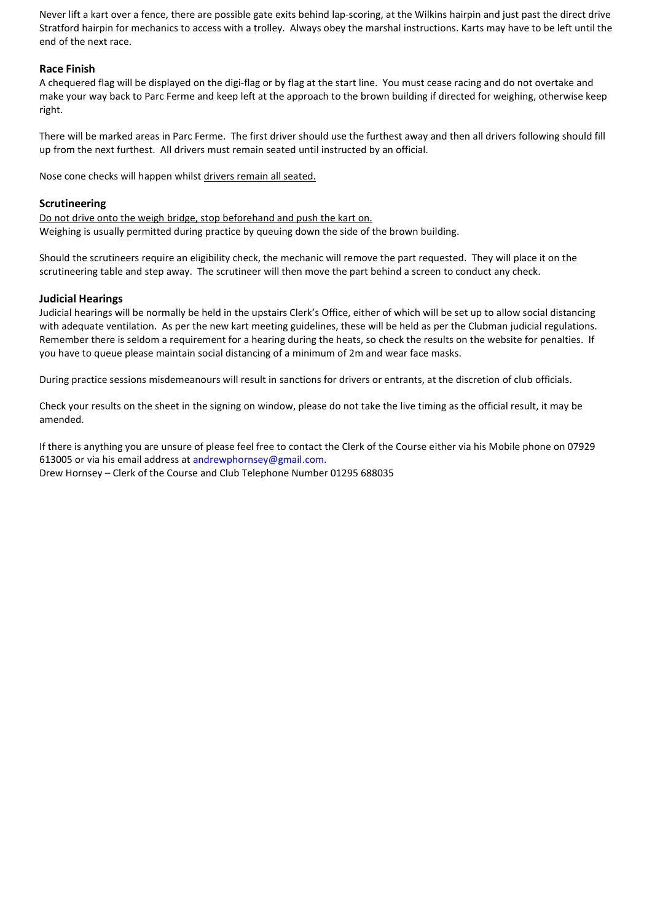Never lift a kart over a fence, there are possible gate exits behind lap-scoring, at the Wilkins hairpin and just past the direct drive Stratford hairpin for mechanics to access with a trolley. Always obey the marshal instructions. Karts may have to be left until the end of the next race.

## Race Finish

A chequered flag will be displayed on the digi-flag or by flag at the start line. You must cease racing and do not overtake and make your way back to Parc Ferme and keep left at the approach to the brown building if directed for weighing, otherwise keep right.

There will be marked areas in Parc Ferme. The first driver should use the furthest away and then all drivers following should fill up from the next furthest. All drivers must remain seated until instructed by an official.

Nose cone checks will happen whilst <u>drivers remain all seated.</u>

## Scrutineering

<u>Do not drive onto the weigh bridge, stop beforehand and push the kart on.</u>
Weighing is usually permitted during practice by queuing down the side of the brown building.

Should the scrutineers require an eligibility check, the mechanic will remove the part requested. They will place it on the scrutineering table and step away. The scrutineer will then move the part behind a screen to conduct any check.

## Judicial Hearings

Judicial hearings will be normally be held in the upstairs Clerk's Office, either of which will be set up to allow social distancing with adequate ventilation. As per the new kart meeting guidelines, these will be held as per the Clubman judicial regulations. Remember there is seldom a requirement for a hearing during the heats, so check the results on the website for penalties. If you have to queue please maintain social distancing of a minimum of 2m and wear face masks.

During practice sessions misdemeanours will result in sanctions for drivers or entrants, at the discretion of club officials.

Check your results on the sheet in the signing on window, please do not take the live timing as the official result, it may be amended.

If there is anything you are unsure of please feel free to contact the Clerk of the Course either via his Mobile phone on 07929 613005 or via his email address at andrewphornsey@gmail.com.
Drew Hornsey – Clerk of the Course and Club Telephone Number 01295 688035